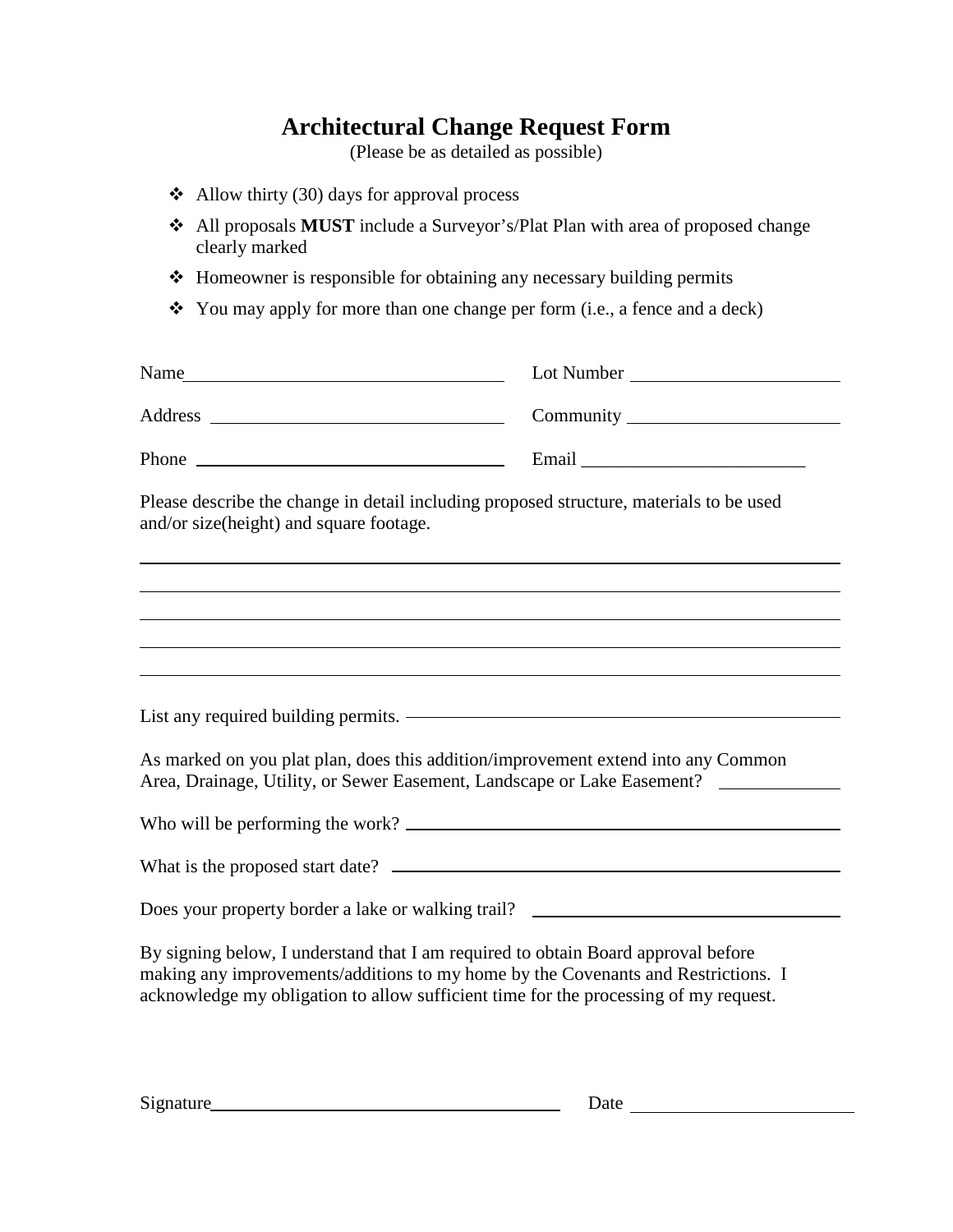# Architectural Change Request Form

(Please be as detailed as possible)

- Allow thirty (30) days for approval process
- All proposals **MUST** include a Surveyor's/Plat Plan with area of proposed change clearly marked
- Homeowner is responsible for obtaining any necessary building permits
- You may apply for more than one change per form (i.e., a fence and a deck)

Name ______________________________ Lot Number ____________________

Address ____________________________ Community ____________________

Phone ______________________________ Email ________________________

Please describe the change in detail including proposed structure, materials to be used and/or size(height) and square footage.

______________________________________________________________________

______________________________________________________________________

______________________________________________________________________

______________________________________________________________________

______________________________________________________________________

List any required building permits. ____________________________________________

As marked on you plat plan, does this addition/improvement extend into any Common Area, Drainage, Utility, or Sewer Easement, Landscape or Lake Easement? ____________

Who will be performing the work? ____________________________________________

What is the proposed start date? ____________________________________________

Does your property border a lake or walking trail? ______________________________

By signing below, I understand that I am required to obtain Board approval before making any improvements/additions to my home by the Covenants and Restrictions. I acknowledge my obligation to allow sufficient time for the processing of my request.

Signature ___________________________________ Date ____________________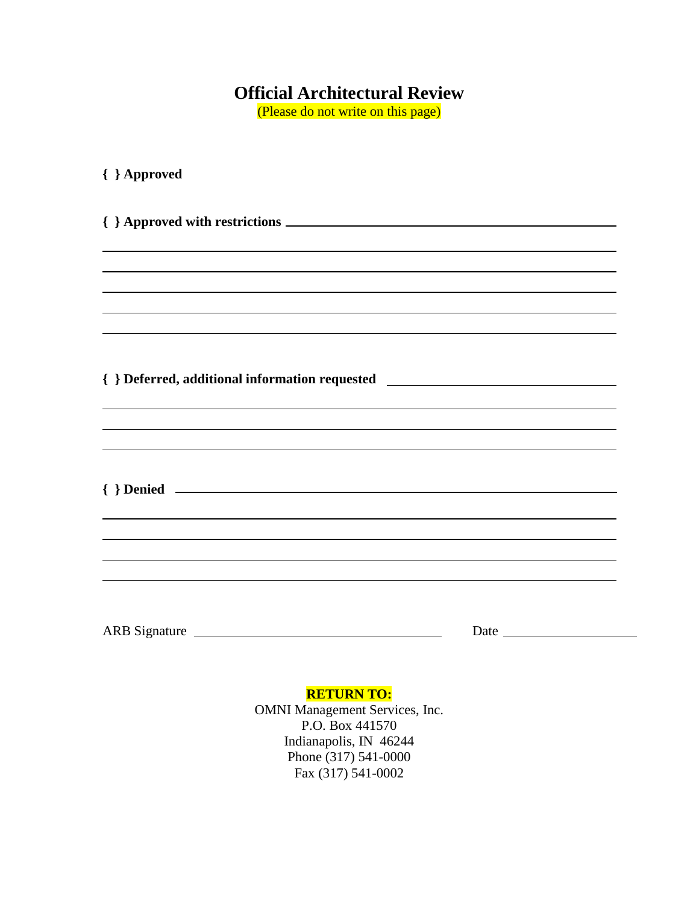# Official Architectural Review

(Please do not write on this page)

**{ } Approved**

**{ } Approved with restrictions** \_\_\_\_\_\_\_\_\_\_\_\_\_\_\_\_\_\_\_\_\_\_\_\_\_\_\_\_\_\_\_\_\_\_\_\_\_\_\_\_

\_\_\_\_\_\_\_\_\_\_\_\_\_\_\_\_\_\_\_\_\_\_\_\_\_\_\_\_\_\_\_\_\_\_\_\_\_\_\_\_\_\_\_\_\_\_\_\_\_\_\_\_\_\_\_\_\_\_\_\_

\_\_\_\_\_\_\_\_\_\_\_\_\_\_\_\_\_\_\_\_\_\_\_\_\_\_\_\_\_\_\_\_\_\_\_\_\_\_\_\_\_\_\_\_\_\_\_\_\_\_\_\_\_\_\_\_\_\_\_\_

\_\_\_\_\_\_\_\_\_\_\_\_\_\_\_\_\_\_\_\_\_\_\_\_\_\_\_\_\_\_\_\_\_\_\_\_\_\_\_\_\_\_\_\_\_\_\_\_\_\_\_\_\_\_\_\_\_\_\_\_

\_\_\_\_\_\_\_\_\_\_\_\_\_\_\_\_\_\_\_\_\_\_\_\_\_\_\_\_\_\_\_\_\_\_\_\_\_\_\_\_\_\_\_\_\_\_\_\_\_\_\_\_\_\_\_\_\_\_\_\_

\_\_\_\_\_\_\_\_\_\_\_\_\_\_\_\_\_\_\_\_\_\_\_\_\_\_\_\_\_\_\_\_\_\_\_\_\_\_\_\_\_\_\_\_\_\_\_\_\_\_\_\_\_\_\_\_\_\_\_\_

**{ } Deferred, additional information requested** \_\_\_\_\_\_\_\_\_\_\_\_\_\_\_\_\_\_\_\_\_\_\_\_\_\_\_

\_\_\_\_\_\_\_\_\_\_\_\_\_\_\_\_\_\_\_\_\_\_\_\_\_\_\_\_\_\_\_\_\_\_\_\_\_\_\_\_\_\_\_\_\_\_\_\_\_\_\_\_\_\_\_\_\_\_\_\_

\_\_\_\_\_\_\_\_\_\_\_\_\_\_\_\_\_\_\_\_\_\_\_\_\_\_\_\_\_\_\_\_\_\_\_\_\_\_\_\_\_\_\_\_\_\_\_\_\_\_\_\_\_\_\_\_\_\_\_\_

\_\_\_\_\_\_\_\_\_\_\_\_\_\_\_\_\_\_\_\_\_\_\_\_\_\_\_\_\_\_\_\_\_\_\_\_\_\_\_\_\_\_\_\_\_\_\_\_\_\_\_\_\_\_\_\_\_\_\_\_

**{ } Denied** \_\_\_\_\_\_\_\_\_\_\_\_\_\_\_\_\_\_\_\_\_\_\_\_\_\_\_\_\_\_\_\_\_\_\_\_\_\_\_\_\_\_\_\_\_\_\_\_\_\_\_\_

\_\_\_\_\_\_\_\_\_\_\_\_\_\_\_\_\_\_\_\_\_\_\_\_\_\_\_\_\_\_\_\_\_\_\_\_\_\_\_\_\_\_\_\_\_\_\_\_\_\_\_\_\_\_\_\_\_\_\_\_

\_\_\_\_\_\_\_\_\_\_\_\_\_\_\_\_\_\_\_\_\_\_\_\_\_\_\_\_\_\_\_\_\_\_\_\_\_\_\_\_\_\_\_\_\_\_\_\_\_\_\_\_\_\_\_\_\_\_\_\_

\_\_\_\_\_\_\_\_\_\_\_\_\_\_\_\_\_\_\_\_\_\_\_\_\_\_\_\_\_\_\_\_\_\_\_\_\_\_\_\_\_\_\_\_\_\_\_\_\_\_\_\_\_\_\_\_\_\_\_\_

\_\_\_\_\_\_\_\_\_\_\_\_\_\_\_\_\_\_\_\_\_\_\_\_\_\_\_\_\_\_\_\_\_\_\_\_\_\_\_\_\_\_\_\_\_\_\_\_\_\_\_\_\_\_\_\_\_\_\_\_

ARB Signature \_\_\_\_\_\_\_\_\_\_\_\_\_\_\_\_\_\_\_\_\_\_\_\_\_\_\_\_\_\_\_\_ Date \_\_\_\_\_\_\_\_\_\_\_\_\_\_\_\_

**RETURN TO:**

OMNI Management Services, Inc.
P.O. Box 441570
Indianapolis, IN 46244
Phone (317) 541-0000
Fax (317) 541-0002